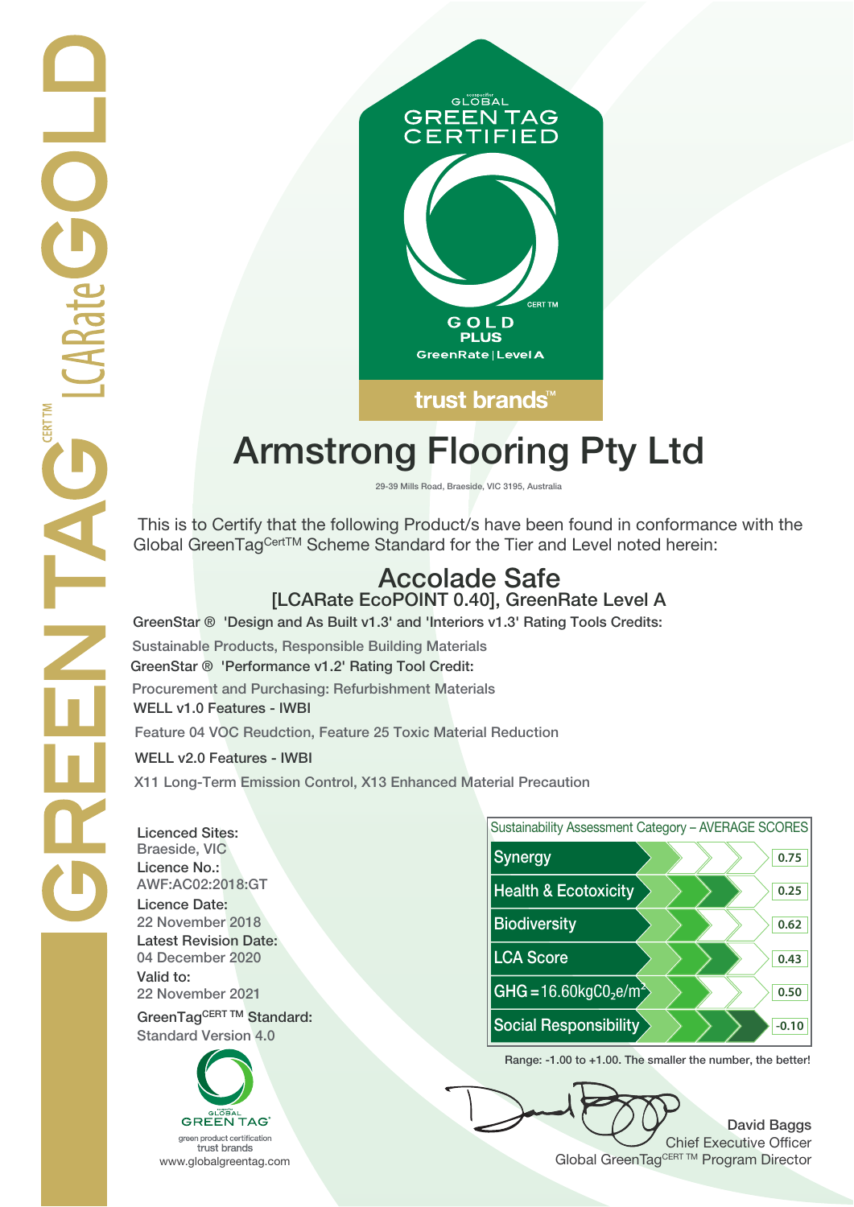GREENTAG CERT TM LCARate GOLD

GLOBAL GREEN TAG CERTIFIED

CERT TM

GOLD PLUS

GreenRate | Level A

trust brands™

# Armstrong Flooring Pty Ltd

29-39 Mills Road, Braeside, VIC 3195, Australia

This is to Certify that the following Product/s have been found in conformance with the Global GreenTag CertTM Scheme Standard for the Tier and Level noted herein:

## Accolade Safe

### [LCARate EcoPOINT 0.40], GreenRate Level A

**GreenStar ® 'Design and As Built v1.3' and 'Interiors v1.3' Rating Tools Credits:**

Sustainable Products, Responsible Building Materials

**GreenStar ® 'Performance v1.2' Rating Tool Credit:**

Procurement and Purchasing: Refurbishment Materials

**WELL v1.0 Features - IWBI**

Feature 04 VOC Reudction, Feature 25 Toxic Material Reduction

**WELL v2.0 Features - IWBI**

X11 Long-Term Emission Control, X13 Enhanced Material Precaution

**Licenced Sites:**
Braeside, VIC

**Licence No.:**
AWF:AC02:2018:GT

**Licence Date:**
22 November 2018

**Latest Revision Date:**
04 December 2020

**Valid to:**
22 November 2021

**GreenTag CERT TM Standard:**
Standard Version 4.0

| Sustainability Assessment Category – AVERAGE SCORES | |
|---|---|
| Synergy | 0.75 |
| Health & Ecotoxicity | 0.25 |
| Biodiversity | 0.62 |
| LCA Score | 0.43 |
| GHG = 16.60kg$CO_2$e/$m^2$ | 0.50 |
| Social Responsibility | -0.10 |

Range: -1.00 to +1.00. The smaller the number, the better!

GLOBAL GREEN TAG

green product certification
trust brands
www.globalgreentag.com

David Baggs
Chief Executive Officer
Global GreenTag CERT TM Program Director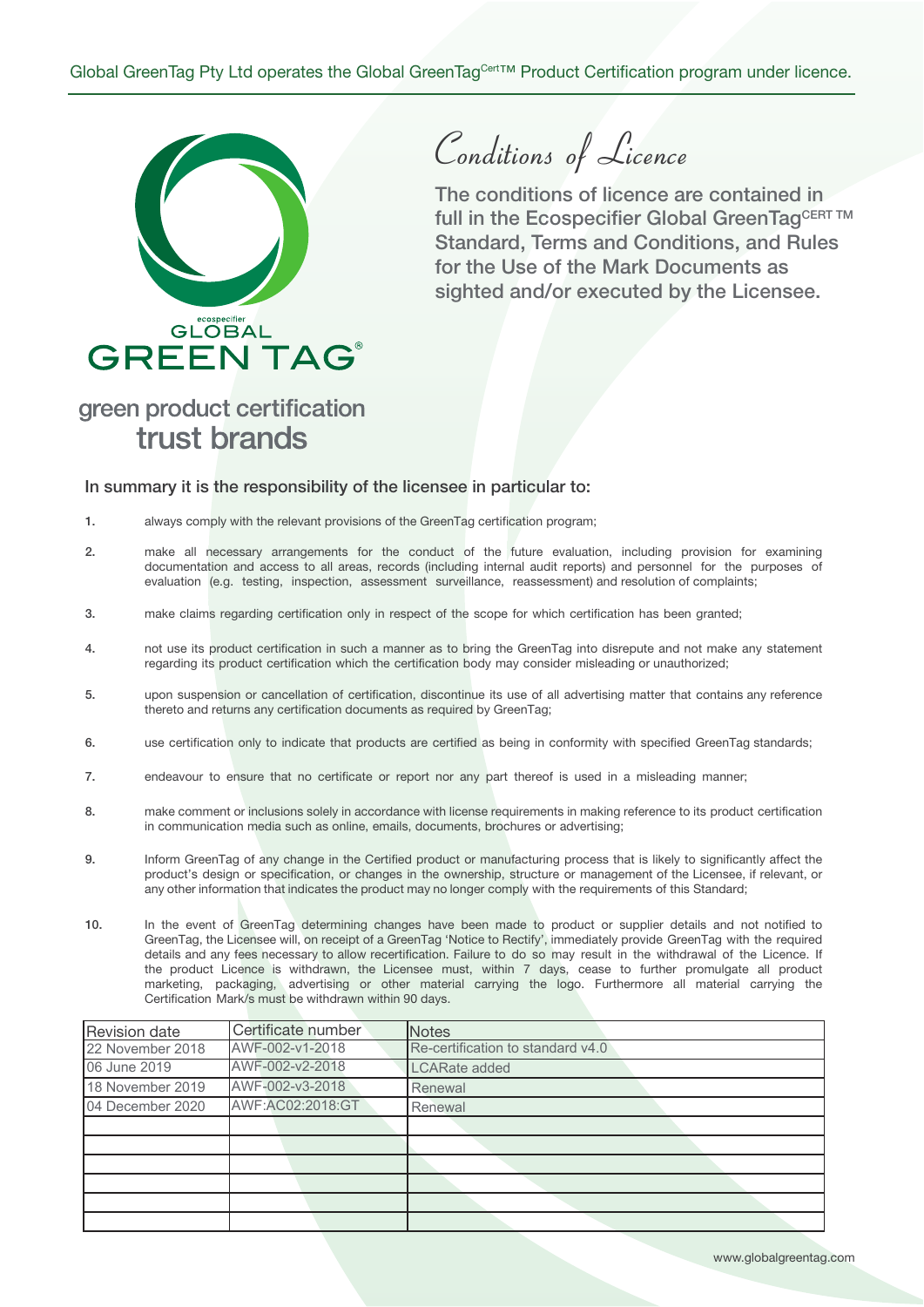Global GreenTag Pty Ltd operates the Global GreenTag[Cert]™ Product Certification program under licence.

GLOBAL GREEN TAG®

green product certification
trust brands

# *Conditions of Licence*

**The conditions of licence are contained in full in the Ecospecifier Global GreenTag[CERT TM] Standard, Terms and Conditions, and Rules for the Use of the Mark Documents as sighted and/or executed by the Licensee.**

## In summary it is the responsibility of the licensee in particular to:

1. always comply with the relevant provisions of the GreenTag certification program;
2. make all necessary arrangements for the conduct of the future evaluation, including provision for examining documentation and access to all areas, records (including internal audit reports) and personnel for the purposes of evaluation (e.g. testing, inspection, assessment surveillance, reassessment) and resolution of complaints;
3. make claims regarding certification only in respect of the scope for which certification has been granted;
4. not use its product certification in such a manner as to bring the GreenTag into disrepute and not make any statement regarding its product certification which the certification body may consider misleading or unauthorized;
5. upon suspension or cancellation of certification, discontinue its use of all advertising matter that contains any reference thereto and returns any certification documents as required by GreenTag;
6. use certification only to indicate that products are certified as being in conformity with specified GreenTag standards;
7. endeavour to ensure that no certificate or report nor any part thereof is used in a misleading manner;
8. make comment or inclusions solely in accordance with license requirements in making reference to its product certification in communication media such as online, emails, documents, brochures or advertising;
9. Inform GreenTag of any change in the Certified product or manufacturing process that is likely to significantly affect the product's design or specification, or changes in the ownership, structure or management of the Licensee, if relevant, or any other information that indicates the product may no longer comply with the requirements of this Standard;
10. In the event of GreenTag determining changes have been made to product or supplier details and not notified to GreenTag, the Licensee will, on receipt of a GreenTag 'Notice to Rectify', immediately provide GreenTag with the required details and any fees necessary to allow recertification. Failure to do so may result in the withdrawal of the Licence. If the product Licence is withdrawn, the Licensee must, within 7 days, cease to further promulgate all product marketing, packaging, advertising or other material carrying the logo. Furthermore all material carrying the Certification Mark/s must be withdrawn within 90 days.

| Revision date | Certificate number | Notes |
|---|---|---|
| 22 November 2018 | AWF-002-v1-2018 | Re-certification to standard v4.0 |
| 06 June 2019 | AWF-002-v2-2018 | LCARate added |
| 18 November 2019 | AWF-002-v3-2018 | Renewal |
| 04 December 2020 | AWF:AC02:2018:GT | Renewal |
| | | |
| | | |
| | | |
| | | |
| | | |
| | | |

www.globalgreentag.com